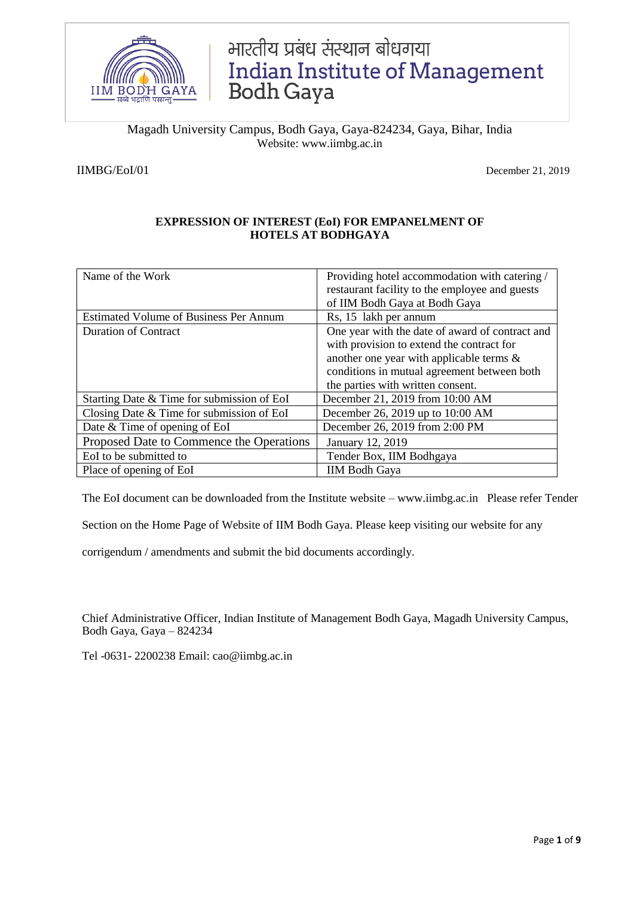भारतीय प्रबंध संस्थान बोधगया
Indian Institute of Management
Bodh Gaya

Magadh University Campus, Bodh Gaya, Gaya-824234, Gaya, Bihar, India
Website: www.iimbg.ac.in

IIMBG/EoI/01

December 21, 2019

**EXPRESSION OF INTEREST (EoI) FOR EMPANELMENT OF HOTELS AT BODHGAYA**

| Name of the Work | Providing hotel accommodation with catering / restaurant facility to the employee and guests of IIM Bodh Gaya at Bodh Gaya |
|---|---|
| Estimated Volume of Business Per Annum | Rs, 15 lakh per annum |
| Duration of Contract | One year with the date of award of contract and with provision to extend the contract for another one year with applicable terms & conditions in mutual agreement between both the parties with written consent. |
| Starting Date & Time for submission of EoI | December 21, 2019 from 10:00 AM |
| Closing Date & Time for submission of EoI | December 26, 2019 up to 10:00 AM |
| Date & Time of opening of EoI | December 26, 2019 from 2:00 PM |
| Proposed Date to Commence the Operations | January 12, 2019 |
| EoI to be submitted to | Tender Box, IIM Bodhgaya |
| Place of opening of EoI | IIM Bodh Gaya |

The EoI document can be downloaded from the Institute website – www.iimbg.ac.in Please refer Tender Section on the Home Page of Website of IIM Bodh Gaya. Please keep visiting our website for any corrigendum / amendments and submit the bid documents accordingly.

Chief Administrative Officer, Indian Institute of Management Bodh Gaya, Magadh University Campus, Bodh Gaya, Gaya – 824234

Tel -0631- 2200238 Email: cao@iimbg.ac.in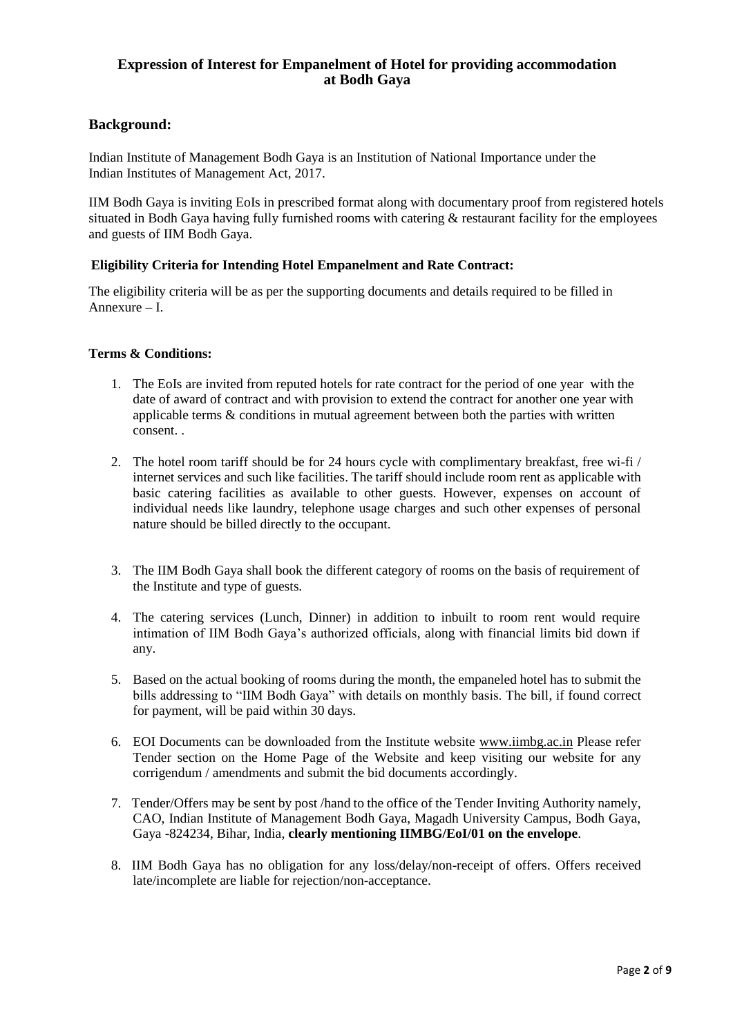## Expression of Interest for Empanelment of Hotel for providing accommodation at Bodh Gaya

## Background:

Indian Institute of Management Bodh Gaya is an Institution of National Importance under the Indian Institutes of Management Act, 2017.

IIM Bodh Gaya is inviting EoIs in prescribed format along with documentary proof from registered hotels situated in Bodh Gaya having fully furnished rooms with catering & restaurant facility for the employees and guests of IIM Bodh Gaya.

### Eligibility Criteria for Intending Hotel Empanelment and Rate Contract:

The eligibility criteria will be as per the supporting documents and details required to be filled in Annexure – I.

### Terms & Conditions:

1. The EoIs are invited from reputed hotels for rate contract for the period of one year with the date of award of contract and with provision to extend the contract for another one year with applicable terms & conditions in mutual agreement between both the parties with written consent. .

2. The hotel room tariff should be for 24 hours cycle with complimentary breakfast, free wi-fi / internet services and such like facilities. The tariff should include room rent as applicable with basic catering facilities as available to other guests. However, expenses on account of individual needs like laundry, telephone usage charges and such other expenses of personal nature should be billed directly to the occupant.

3. The IIM Bodh Gaya shall book the different category of rooms on the basis of requirement of the Institute and type of guests.

4. The catering services (Lunch, Dinner) in addition to inbuilt to room rent would require intimation of IIM Bodh Gaya's authorized officials, along with financial limits bid down if any.

5. Based on the actual booking of rooms during the month, the empaneled hotel has to submit the bills addressing to "IIM Bodh Gaya" with details on monthly basis. The bill, if found correct for payment, will be paid within 30 days.

6. EOI Documents can be downloaded from the Institute website www.iimbg.ac.in Please refer Tender section on the Home Page of the Website and keep visiting our website for any corrigendum / amendments and submit the bid documents accordingly.

7. Tender/Offers may be sent by post /hand to the office of the Tender Inviting Authority namely, CAO, Indian Institute of Management Bodh Gaya, Magadh University Campus, Bodh Gaya, Gaya -824234, Bihar, India, **clearly mentioning IIMBG/EoI/01 on the envelope**.

8. IIM Bodh Gaya has no obligation for any loss/delay/non-receipt of offers. Offers received late/incomplete are liable for rejection/non-acceptance.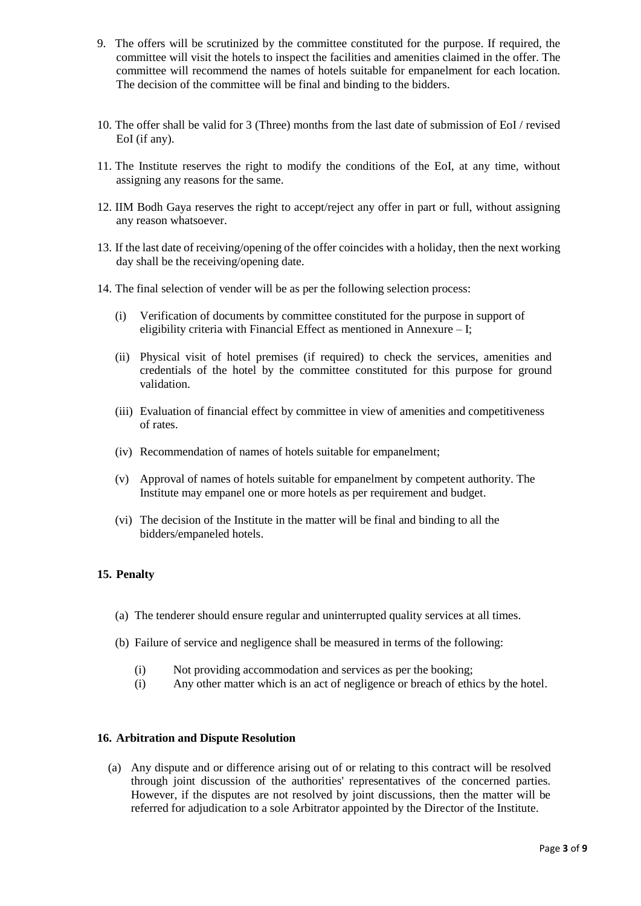9. The offers will be scrutinized by the committee constituted for the purpose. If required, the committee will visit the hotels to inspect the facilities and amenities claimed in the offer. The committee will recommend the names of hotels suitable for empanelment for each location. The decision of the committee will be final and binding to the bidders.

10. The offer shall be valid for 3 (Three) months from the last date of submission of EoI / revised EoI (if any).

11. The Institute reserves the right to modify the conditions of the EoI, at any time, without assigning any reasons for the same.

12. IIM Bodh Gaya reserves the right to accept/reject any offer in part or full, without assigning any reason whatsoever.

13. If the last date of receiving/opening of the offer coincides with a holiday, then the next working day shall be the receiving/opening date.

14. The final selection of vender will be as per the following selection process:

    (i) Verification of documents by committee constituted for the purpose in support of eligibility criteria with Financial Effect as mentioned in Annexure – I;

    (ii) Physical visit of hotel premises (if required) to check the services, amenities and credentials of the hotel by the committee constituted for this purpose for ground validation.

    (iii) Evaluation of financial effect by committee in view of amenities and competitiveness of rates.

    (iv) Recommendation of names of hotels suitable for empanelment;

    (v) Approval of names of hotels suitable for empanelment by competent authority. The Institute may empanel one or more hotels as per requirement and budget.

    (vi) The decision of the Institute in the matter will be final and binding to all the bidders/empaneled hotels.

**15. Penalty**

(a) The tenderer should ensure regular and uninterrupted quality services at all times.

(b) Failure of service and negligence shall be measured in terms of the following:

    (i) Not providing accommodation and services as per the booking;
    (i) Any other matter which is an act of negligence or breach of ethics by the hotel.

**16. Arbitration and Dispute Resolution**

(a) Any dispute and or difference arising out of or relating to this contract will be resolved through joint discussion of the authorities' representatives of the concerned parties. However, if the disputes are not resolved by joint discussions, then the matter will be referred for adjudication to a sole Arbitrator appointed by the Director of the Institute.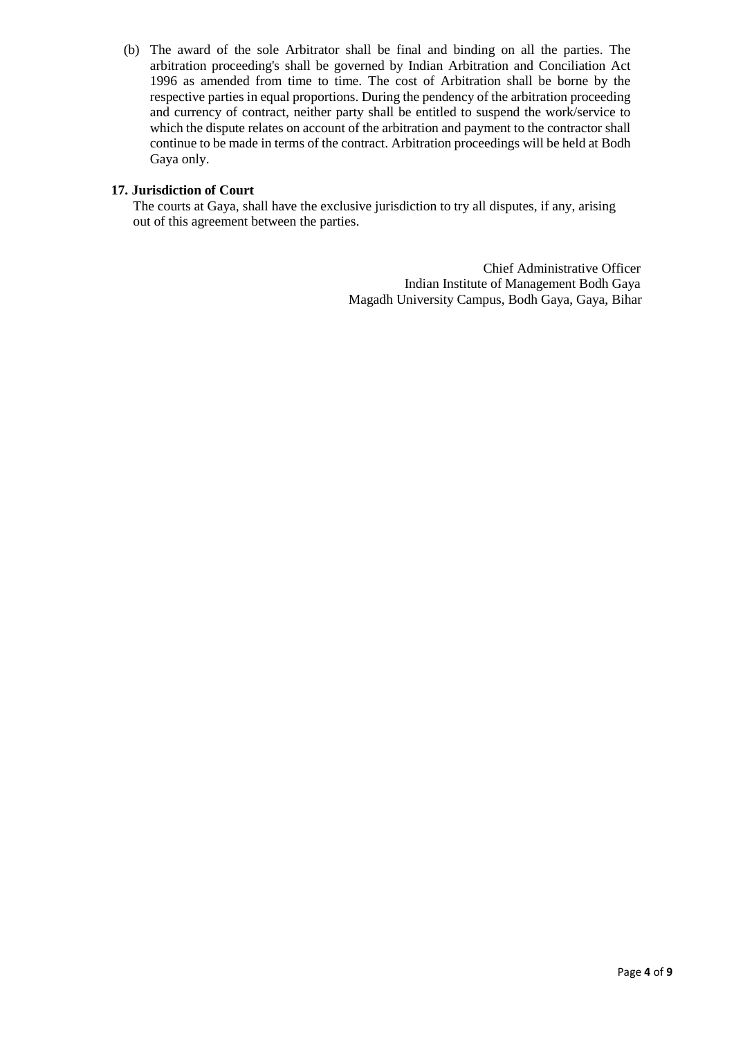(b) The award of the sole Arbitrator shall be final and binding on all the parties. The arbitration proceeding's shall be governed by Indian Arbitration and Conciliation Act 1996 as amended from time to time. The cost of Arbitration shall be borne by the respective parties in equal proportions. During the pendency of the arbitration proceeding and currency of contract, neither party shall be entitled to suspend the work/service to which the dispute relates on account of the arbitration and payment to the contractor shall continue to be made in terms of the contract. Arbitration proceedings will be held at Bodh Gaya only.

**17. Jurisdiction of Court**

The courts at Gaya, shall have the exclusive jurisdiction to try all disputes, if any, arising out of this agreement between the parties.

Chief Administrative Officer
Indian Institute of Management Bodh Gaya
Magadh University Campus, Bodh Gaya, Gaya, Bihar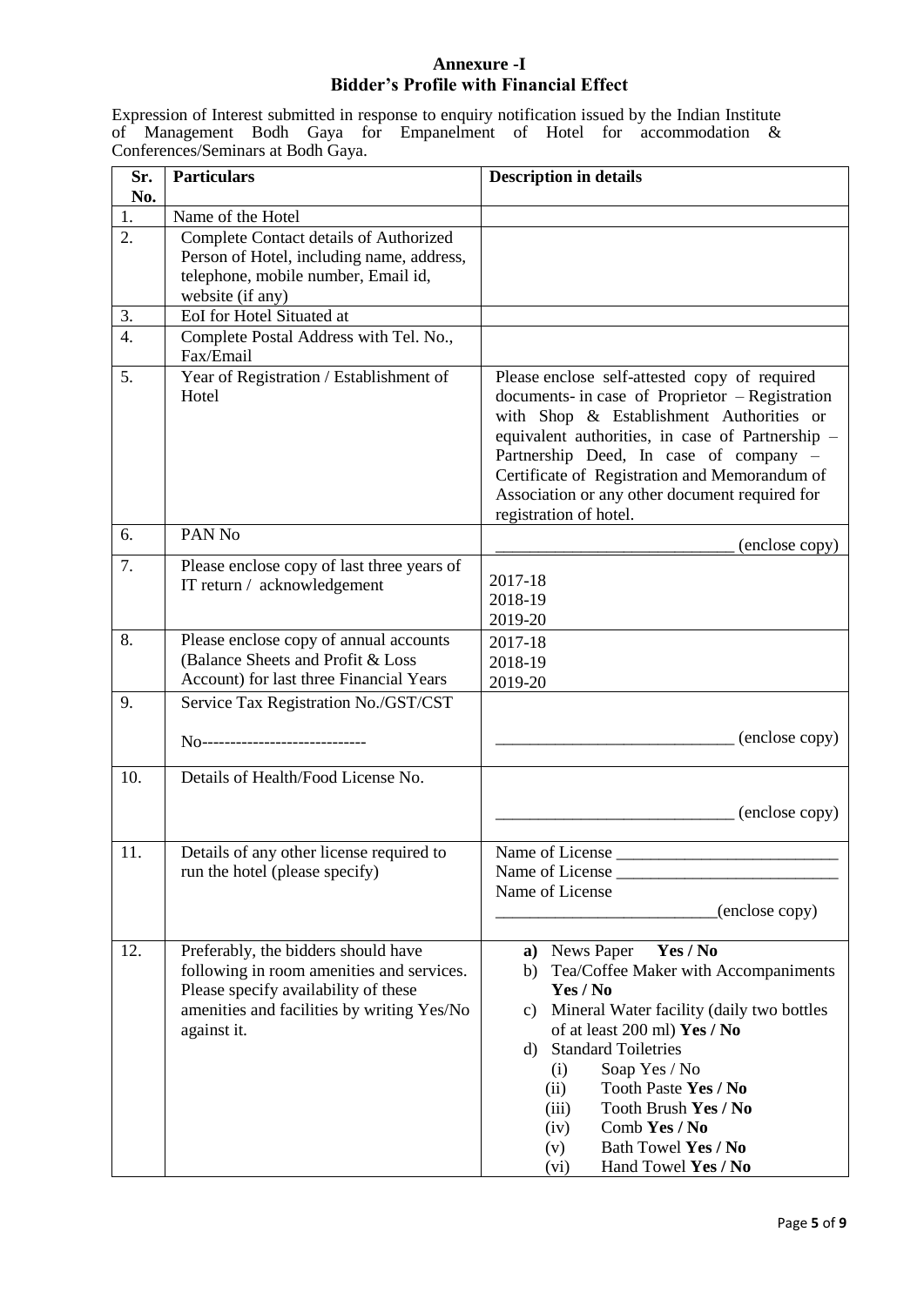## Annexure -I
## Bidder's Profile with Financial Effect

Expression of Interest submitted in response to enquiry notification issued by the Indian Institute of Management Bodh Gaya for Empanelment of Hotel for accommodation & Conferences/Seminars at Bodh Gaya.

| Sr. No. | Particulars | Description in details |
|---|---|---|
| 1. | Name of the Hotel | |
| 2. | Complete Contact details of Authorized Person of Hotel, including name, address, telephone, mobile number, Email id, website (if any) | |
| 3. | EoI for Hotel Situated at | |
| 4. | Complete Postal Address with Tel. No., Fax/Email | |
| 5. | Year of Registration / Establishment of Hotel | Please enclose self-attested copy of required documents- in case of Proprietor – Registration with Shop & Establishment Authorities or equivalent authorities, in case of Partnership – Partnership Deed, In case of company – Certificate of Registration and Memorandum of Association or any other document required for registration of hotel. |
| 6. | PAN No | ____________________________ (enclose copy) |
| 7. | Please enclose copy of last three years of IT return / acknowledgement | 2017-18<br>2018-19<br>2019-20 |
| 8. | Please enclose copy of annual accounts (Balance Sheets and Profit & Loss Account) for last three Financial Years | 2017-18<br>2018-19<br>2019-20 |
| 9. | Service Tax Registration No./GST/CST<br><br>No----------------------------- | ____________________________ (enclose copy) |
| 10. | Details of Health/Food License No. | ____________________________ (enclose copy) |
| 11. | Details of any other license required to run the hotel (please specify) | Name of License __________________________<br>Name of License __________________________<br>Name of License<br>__________________________(enclose copy) |
| 12. | Preferably, the bidders should have following in room amenities and services. Please specify availability of these amenities and facilities by writing Yes/No against it. | **a)** News Paper **Yes / No**<br>b) Tea/Coffee Maker with Accompaniments **Yes / No**<br>c) Mineral Water facility (daily two bottles of at least 200 ml) **Yes / No**<br>d) Standard Toiletries<br>(i) Soap Yes / No<br>(ii) Tooth Paste **Yes / No**<br>(iii) Tooth Brush **Yes / No**<br>(iv) Comb **Yes / No**<br>(v) Bath Towel **Yes / No**<br>(vi) Hand Towel **Yes / No** |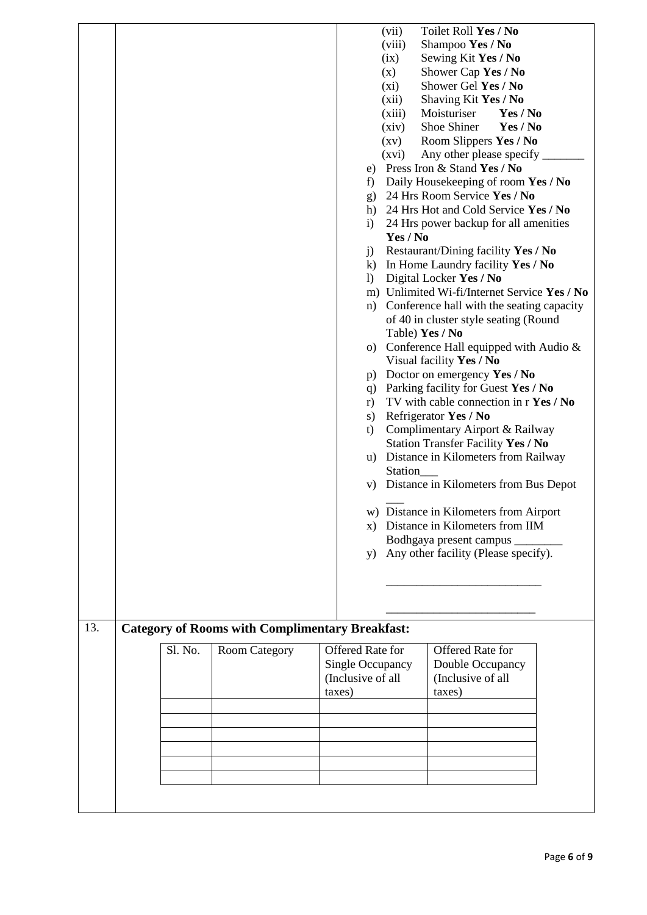(vii) Toilet Roll **Yes / No**
(viii) Shampoo **Yes / No**
(ix) Sewing Kit **Yes / No**
(x) Shower Cap **Yes / No**
(xi) Shower Gel **Yes / No**
(xii) Shaving Kit **Yes / No**
(xiii) Moisturiser **Yes / No**
(xiv) Shoe Shiner **Yes / No**
(xv) Room Slippers **Yes / No**
(xvi) Any other please specify _______

e) Press Iron & Stand **Yes / No**
f) Daily Housekeeping of room **Yes / No**
g) 24 Hrs Room Service **Yes / No**
h) 24 Hrs Hot and Cold Service **Yes / No**
i) 24 Hrs power backup for all amenities **Yes / No**
j) Restaurant/Dining facility **Yes / No**
k) In Home Laundry facility **Yes / No**
l) Digital Locker **Yes / No**
m) Unlimited Wi-fi/Internet Service **Yes / No**
n) Conference hall with the seating capacity of 40 in cluster style seating (Round Table) **Yes / No**
o) Conference Hall equipped with Audio & Visual facility **Yes / No**
p) Doctor on emergency **Yes / No**
q) Parking facility for Guest **Yes / No**
r) TV with cable connection in r **Yes / No**
s) Refrigerator **Yes / No**
t) Complimentary Airport & Railway Station Transfer Facility **Yes / No**
u) Distance in Kilometers from Railway Station___
v) Distance in Kilometers from Bus Depot ___
w) Distance in Kilometers from Airport
x) Distance in Kilometers from IIM Bodhgaya present campus ________
y) Any other facility (Please specify).

__________________________

_________________________

13. **Category of Rooms with Complimentary Breakfast:**

| Sl. No. | Room Category | Offered Rate for Single Occupancy (Inclusive of all taxes) | Offered Rate for Double Occupancy (Inclusive of all taxes) |
|---|---|---|---|
| | | | |
| | | | |
| | | | |
| | | | |
| | | | |
| | | | |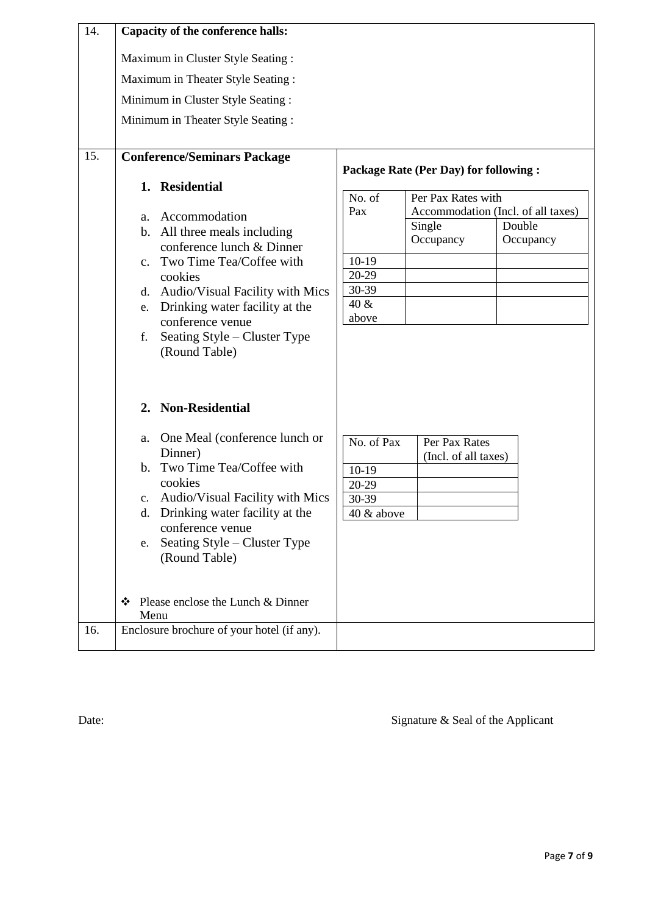| 14. | **Capacity of the conference halls:**<br><br>Maximum in Cluster Style Seating :<br>Maximum in Theater Style Seating :<br>Minimum in Cluster Style Seating :<br>Minimum in Theater Style Seating : | |
|---|---|---|
| 15. | **Conference/Seminars Package** | **Package Rate (Per Day) for following :** |
| 16. | Enclosure brochure of your hotel (if any). | |

**1. Residential**

a. Accommodation
b. All three meals including conference lunch & Dinner
c. Two Time Tea/Coffee with cookies
d. Audio/Visual Facility with Mics
e. Drinking water facility at the conference venue
f. Seating Style – Cluster Type (Round Table)

| No. of Pax | Per Pax Rates with Accommodation (Incl. of all taxes) | |
|---|---|---|
| | Single Occupancy | Double Occupancy |
| 10-19 | | |
| 20-29 | | |
| 30-39 | | |
| 40 & above | | |

**2. Non-Residential**

a. One Meal (conference lunch or Dinner)
b. Two Time Tea/Coffee with cookies
c. Audio/Visual Facility with Mics
d. Drinking water facility at the conference venue
e. Seating Style – Cluster Type (Round Table)

| No. of Pax | Per Pax Rates (Incl. of all taxes) |
|---|---|
| 10-19 | |
| 20-29 | |
| 30-39 | |
| 40 & above | |

❖ Please enclose the Lunch & Dinner Menu

Date:

Signature & Seal of the Applicant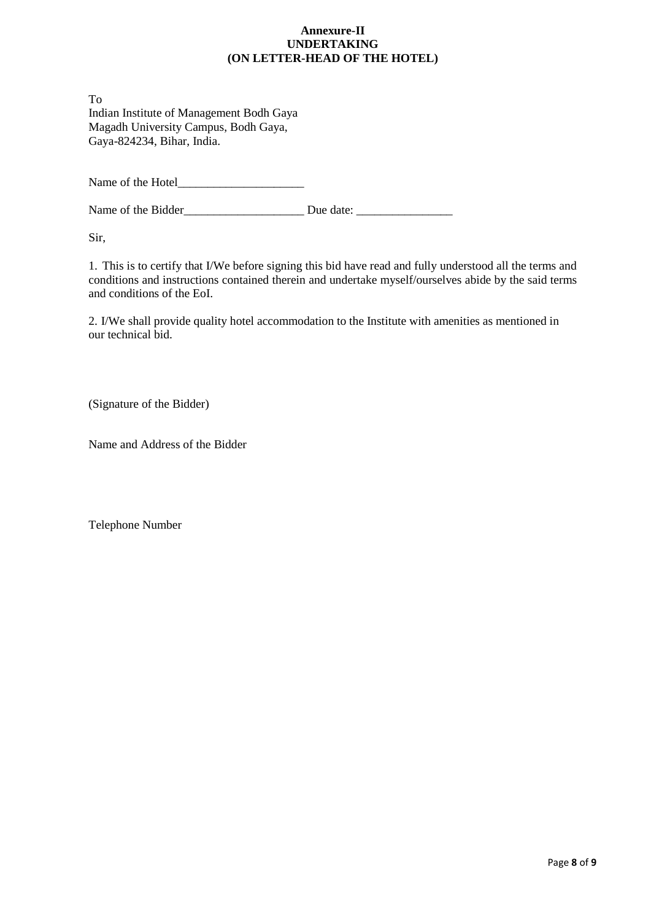**Annexure-II**
**UNDERTAKING**
**(ON LETTER-HEAD OF THE HOTEL)**

To
Indian Institute of Management Bodh Gaya
Magadh University Campus, Bodh Gaya,
Gaya-824234, Bihar, India.

Name of the Hotel_____________________

Name of the Bidder____________________ Due date: ________________

Sir,

1. This is to certify that I/We before signing this bid have read and fully understood all the terms and conditions and instructions contained therein and undertake myself/ourselves abide by the said terms and conditions of the EoI.

2. I/We shall provide quality hotel accommodation to the Institute with amenities as mentioned in our technical bid.

(Signature of the Bidder)

Name and Address of the Bidder

Telephone Number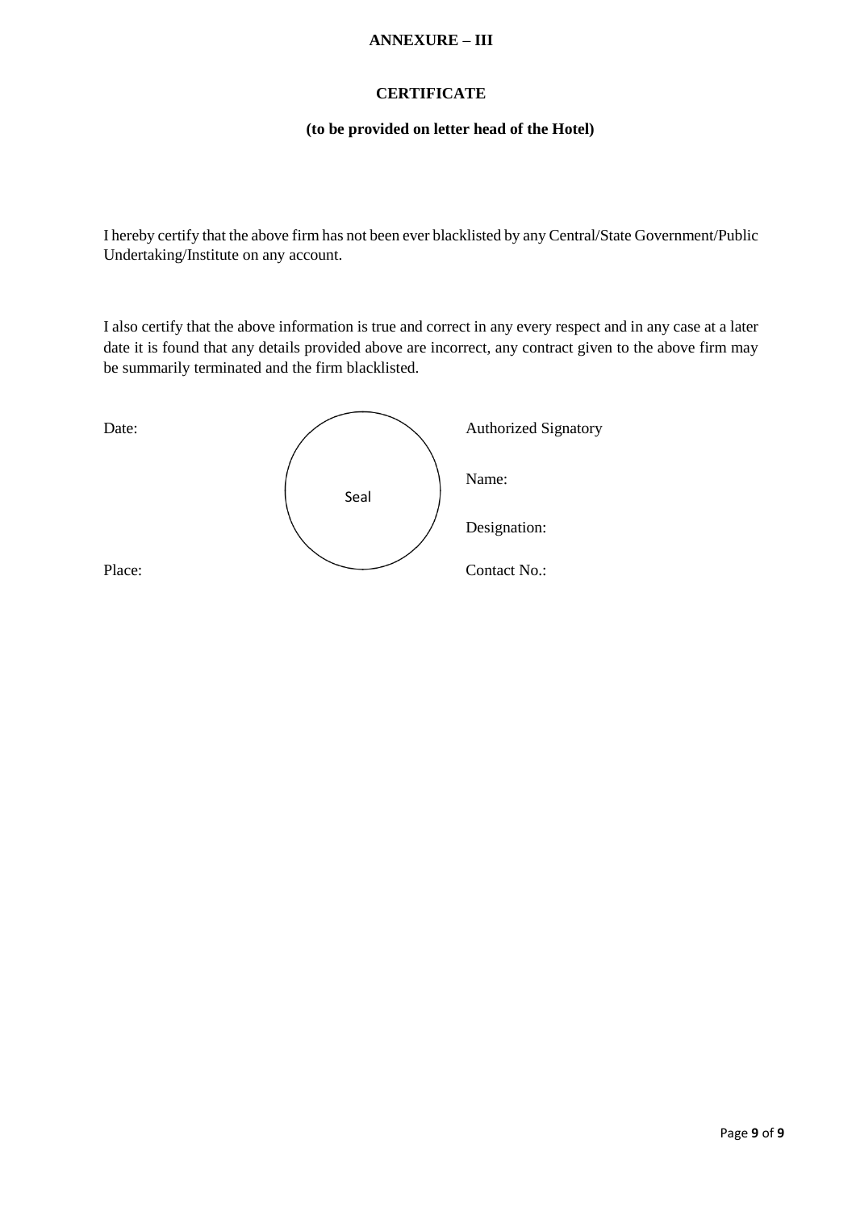**ANNEXURE – III**

**CERTIFICATE**

**(to be provided on letter head of the Hotel)**

I hereby certify that the above firm has not been ever blacklisted by any Central/State Government/Public Undertaking/Institute on any account.

I also certify that the above information is true and correct in any every respect and in any case at a later date it is found that any details provided above are incorrect, any contract given to the above firm may be summarily terminated and the firm blacklisted.

Date:

Seal

Authorized Signatory

Name:

Designation:

Place:

Contact No.: